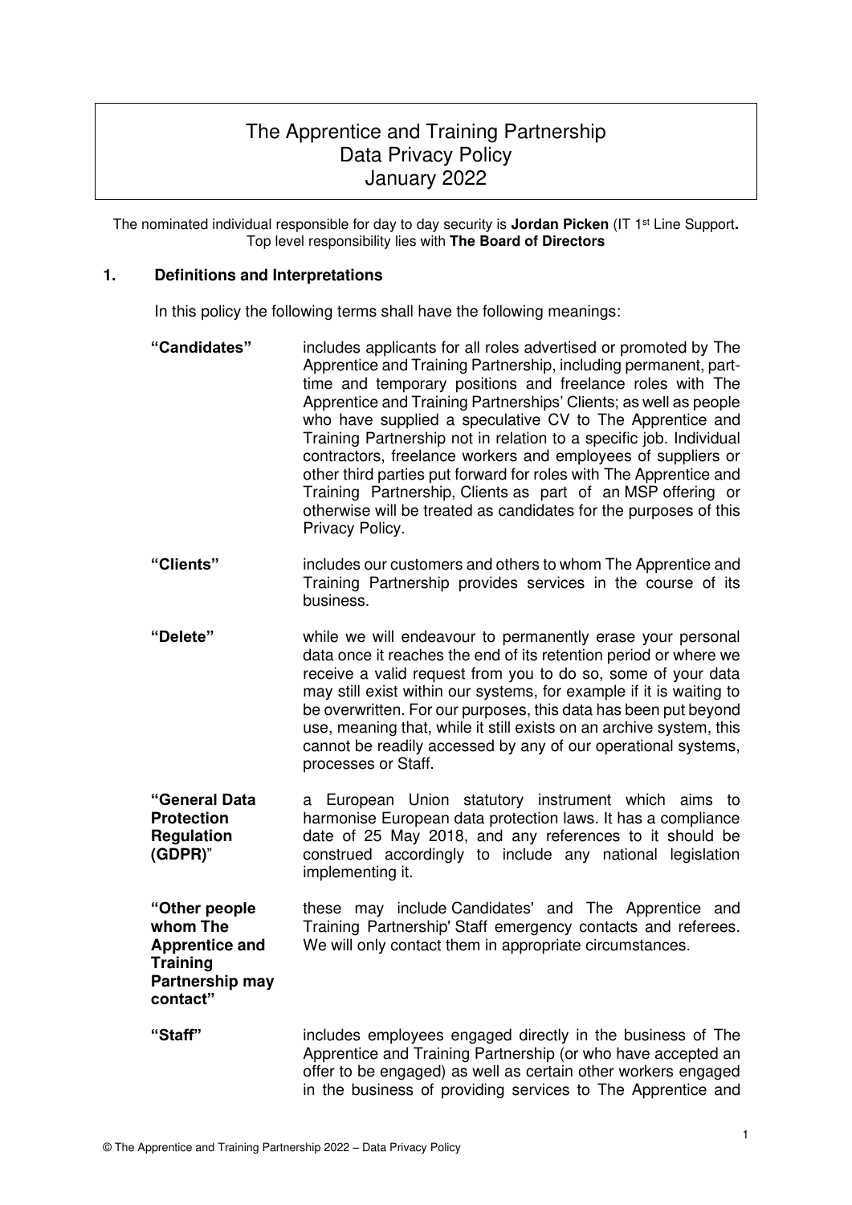# The Apprentice and Training Partnership
# Data Privacy Policy
# January 2022

The nominated individual responsible for day to day security is **Jordan Picken** (IT 1st Line Support**.** Top level responsibility lies with **The Board of Directors**

## 1. Definitions and Interpretations

In this policy the following terms shall have the following meanings:

| | |
|---|---|
| **"Candidates"** | includes applicants for all roles advertised or promoted by The Apprentice and Training Partnership, including permanent, part-time and temporary positions and freelance roles with The Apprentice and Training Partnerships' Clients; as well as people who have supplied a speculative CV to The Apprentice and Training Partnership not in relation to a specific job. Individual contractors, freelance workers and employees of suppliers or other third parties put forward for roles with The Apprentice and Training Partnership, Clients as part of an MSP offering or otherwise will be treated as candidates for the purposes of this Privacy Policy. |
| **"Clients"** | includes our customers and others to whom The Apprentice and Training Partnership provides services in the course of its business. |
| **"Delete"** | while we will endeavour to permanently erase your personal data once it reaches the end of its retention period or where we receive a valid request from you to do so, some of your data may still exist within our systems, for example if it is waiting to be overwritten. For our purposes, this data has been put beyond use, meaning that, while it still exists on an archive system, this cannot be readily accessed by any of our operational systems, processes or Staff. |
| **"General Data Protection Regulation (GDPR)"** | a European Union statutory instrument which aims to harmonise European data protection laws. It has a compliance date of 25 May 2018, and any references to it should be construed accordingly to include any national legislation implementing it. |
| **"Other people whom The Apprentice and Training Partnership may contact"** | these may include Candidates' and The Apprentice and Training Partnership' Staff emergency contacts and referees. We will only contact them in appropriate circumstances. |
| **"Staff"** | includes employees engaged directly in the business of The Apprentice and Training Partnership (or who have accepted an offer to be engaged) as well as certain other workers engaged in the business of providing services to The Apprentice and |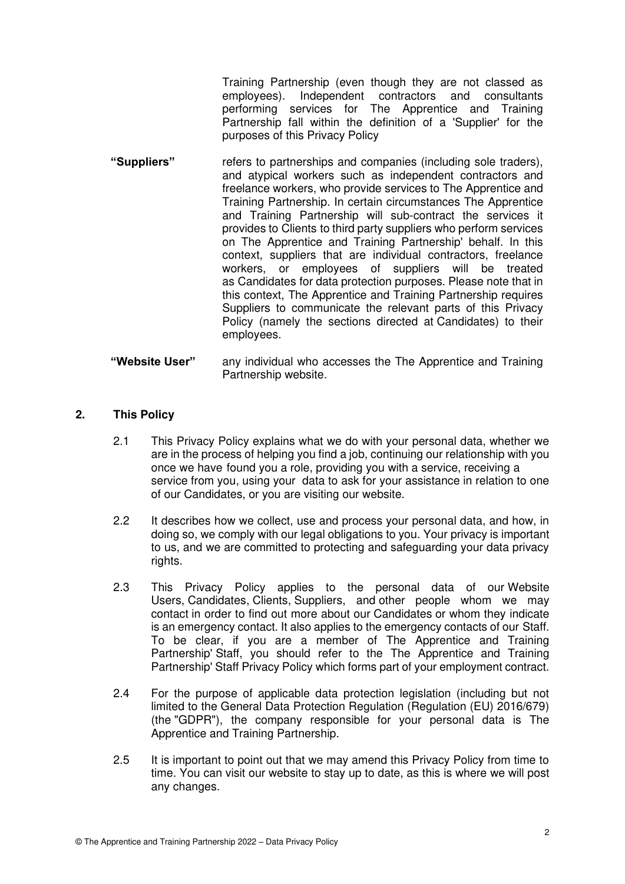Training Partnership (even though they are not classed as employees). Independent contractors and consultants performing services for The Apprentice and Training Partnership fall within the definition of a 'Supplier' for the purposes of this Privacy Policy

| | |
|---|---|
| **"Suppliers"** | refers to partnerships and companies (including sole traders), and atypical workers such as independent contractors and freelance workers, who provide services to The Apprentice and Training Partnership. In certain circumstances The Apprentice and Training Partnership will sub-contract the services it provides to Clients to third party suppliers who perform services on The Apprentice and Training Partnership' behalf. In this context, suppliers that are individual contractors, freelance workers, or employees of suppliers will be treated as Candidates for data protection purposes. Please note that in this context, The Apprentice and Training Partnership requires Suppliers to communicate the relevant parts of this Privacy Policy (namely the sections directed at Candidates) to their employees. |
| **"Website User"** | any individual who accesses the The Apprentice and Training Partnership website. |

## 2. This Policy

2.1 This Privacy Policy explains what we do with your personal data, whether we are in the process of helping you find a job, continuing our relationship with you once we have found you a role, providing you with a service, receiving a service from you, using your data to ask for your assistance in relation to one of our Candidates, or you are visiting our website.

2.2 It describes how we collect, use and process your personal data, and how, in doing so, we comply with our legal obligations to you. Your privacy is important to us, and we are committed to protecting and safeguarding your data privacy rights.

2.3 This Privacy Policy applies to the personal data of our Website Users, Candidates, Clients, Suppliers, and other people whom we may contact in order to find out more about our Candidates or whom they indicate is an emergency contact. It also applies to the emergency contacts of our Staff. To be clear, if you are a member of The Apprentice and Training Partnership' Staff, you should refer to the The Apprentice and Training Partnership' Staff Privacy Policy which forms part of your employment contract.

2.4 For the purpose of applicable data protection legislation (including but not limited to the General Data Protection Regulation (Regulation (EU) 2016/679) (the "GDPR"), the company responsible for your personal data is The Apprentice and Training Partnership.

2.5 It is important to point out that we may amend this Privacy Policy from time to time. You can visit our website to stay up to date, as this is where we will post any changes.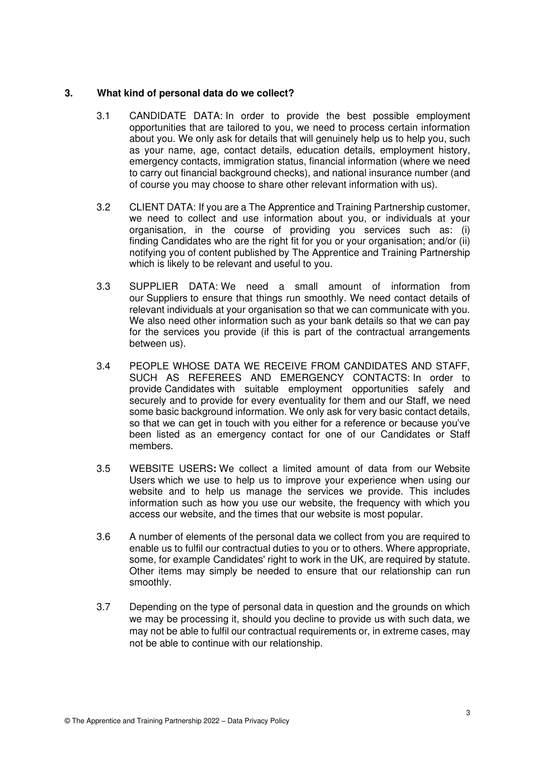## 3. What kind of personal data do we collect?

3.1 CANDIDATE DATA: In order to provide the best possible employment opportunities that are tailored to you, we need to process certain information about you. We only ask for details that will genuinely help us to help you, such as your name, age, contact details, education details, employment history, emergency contacts, immigration status, financial information (where we need to carry out financial background checks), and national insurance number (and of course you may choose to share other relevant information with us).

3.2 CLIENT DATA: If you are a The Apprentice and Training Partnership customer, we need to collect and use information about you, or individuals at your organisation, in the course of providing you services such as: (i) finding Candidates who are the right fit for you or your organisation; and/or (ii) notifying you of content published by The Apprentice and Training Partnership which is likely to be relevant and useful to you.

3.3 SUPPLIER DATA: We need a small amount of information from our Suppliers to ensure that things run smoothly. We need contact details of relevant individuals at your organisation so that we can communicate with you. We also need other information such as your bank details so that we can pay for the services you provide (if this is part of the contractual arrangements between us).

3.4 PEOPLE WHOSE DATA WE RECEIVE FROM CANDIDATES AND STAFF, SUCH AS REFEREES AND EMERGENCY CONTACTS: In order to provide Candidates with suitable employment opportunities safely and securely and to provide for every eventuality for them and our Staff, we need some basic background information. We only ask for very basic contact details, so that we can get in touch with you either for a reference or because you've been listed as an emergency contact for one of our Candidates or Staff members.

3.5 WEBSITE USERS**:** We collect a limited amount of data from our Website Users which we use to help us to improve your experience when using our website and to help us manage the services we provide. This includes information such as how you use our website, the frequency with which you access our website, and the times that our website is most popular.

3.6 A number of elements of the personal data we collect from you are required to enable us to fulfil our contractual duties to you or to others. Where appropriate, some, for example Candidates' right to work in the UK, are required by statute. Other items may simply be needed to ensure that our relationship can run smoothly.

3.7 Depending on the type of personal data in question and the grounds on which we may be processing it, should you decline to provide us with such data, we may not be able to fulfil our contractual requirements or, in extreme cases, may not be able to continue with our relationship.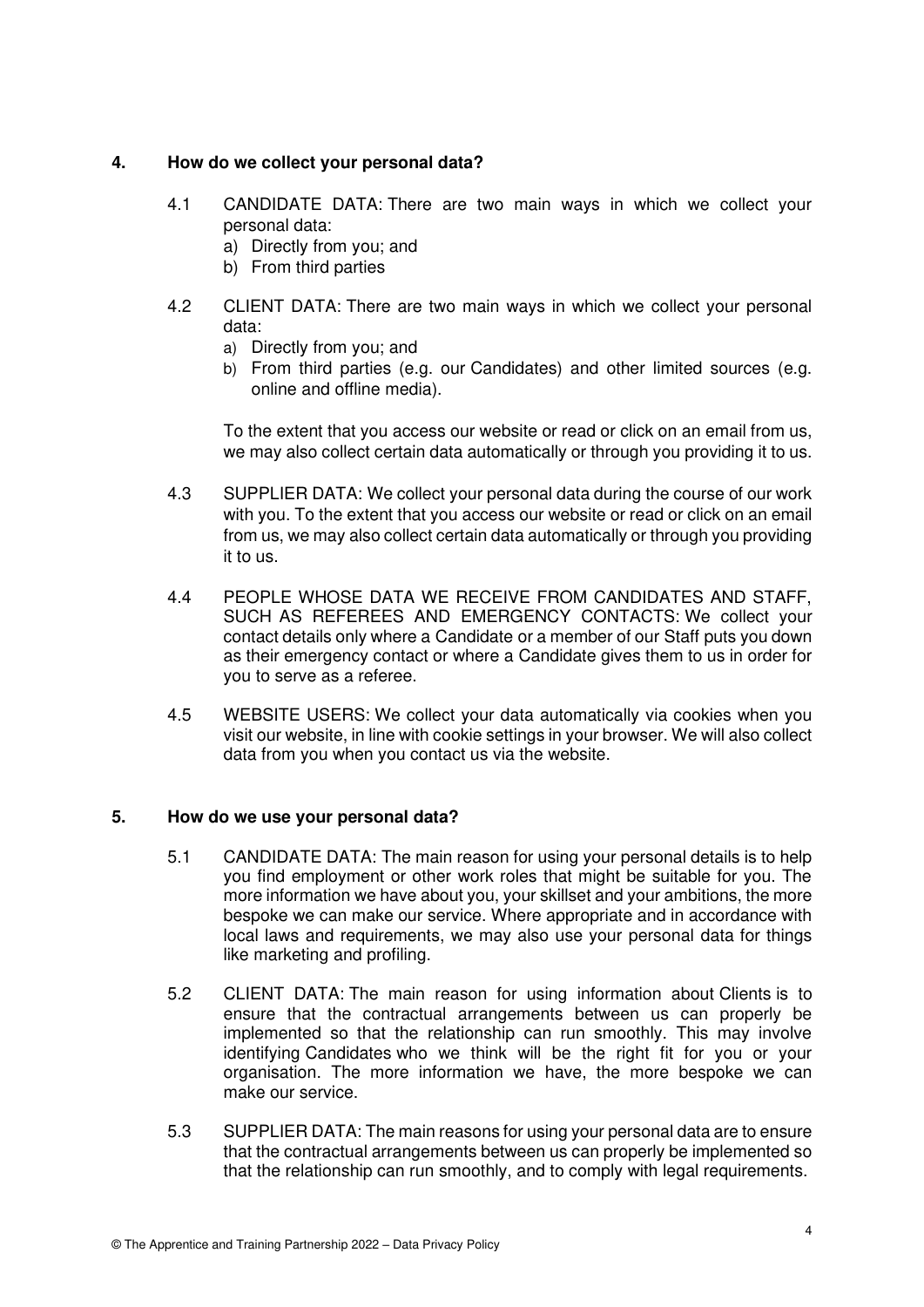## 4. How do we collect your personal data?

4.1 CANDIDATE DATA: There are two main ways in which we collect your personal data:

a) Directly from you; and
b) From third parties

4.2 CLIENT DATA: There are two main ways in which we collect your personal data:

a) Directly from you; and
b) From third parties (e.g. our Candidates) and other limited sources (e.g. online and offline media).

To the extent that you access our website or read or click on an email from us, we may also collect certain data automatically or through you providing it to us.

4.3 SUPPLIER DATA: We collect your personal data during the course of our work with you. To the extent that you access our website or read or click on an email from us, we may also collect certain data automatically or through you providing it to us.

4.4 PEOPLE WHOSE DATA WE RECEIVE FROM CANDIDATES AND STAFF, SUCH AS REFEREES AND EMERGENCY CONTACTS: We collect your contact details only where a Candidate or a member of our Staff puts you down as their emergency contact or where a Candidate gives them to us in order for you to serve as a referee.

4.5 WEBSITE USERS: We collect your data automatically via cookies when you visit our website, in line with cookie settings in your browser. We will also collect data from you when you contact us via the website.

## 5. How do we use your personal data?

5.1 CANDIDATE DATA: The main reason for using your personal details is to help you find employment or other work roles that might be suitable for you. The more information we have about you, your skillset and your ambitions, the more bespoke we can make our service. Where appropriate and in accordance with local laws and requirements, we may also use your personal data for things like marketing and profiling.

5.2 CLIENT DATA: The main reason for using information about Clients is to ensure that the contractual arrangements between us can properly be implemented so that the relationship can run smoothly. This may involve identifying Candidates who we think will be the right fit for you or your organisation. The more information we have, the more bespoke we can make our service.

5.3 SUPPLIER DATA: The main reasons for using your personal data are to ensure that the contractual arrangements between us can properly be implemented so that the relationship can run smoothly, and to comply with legal requirements.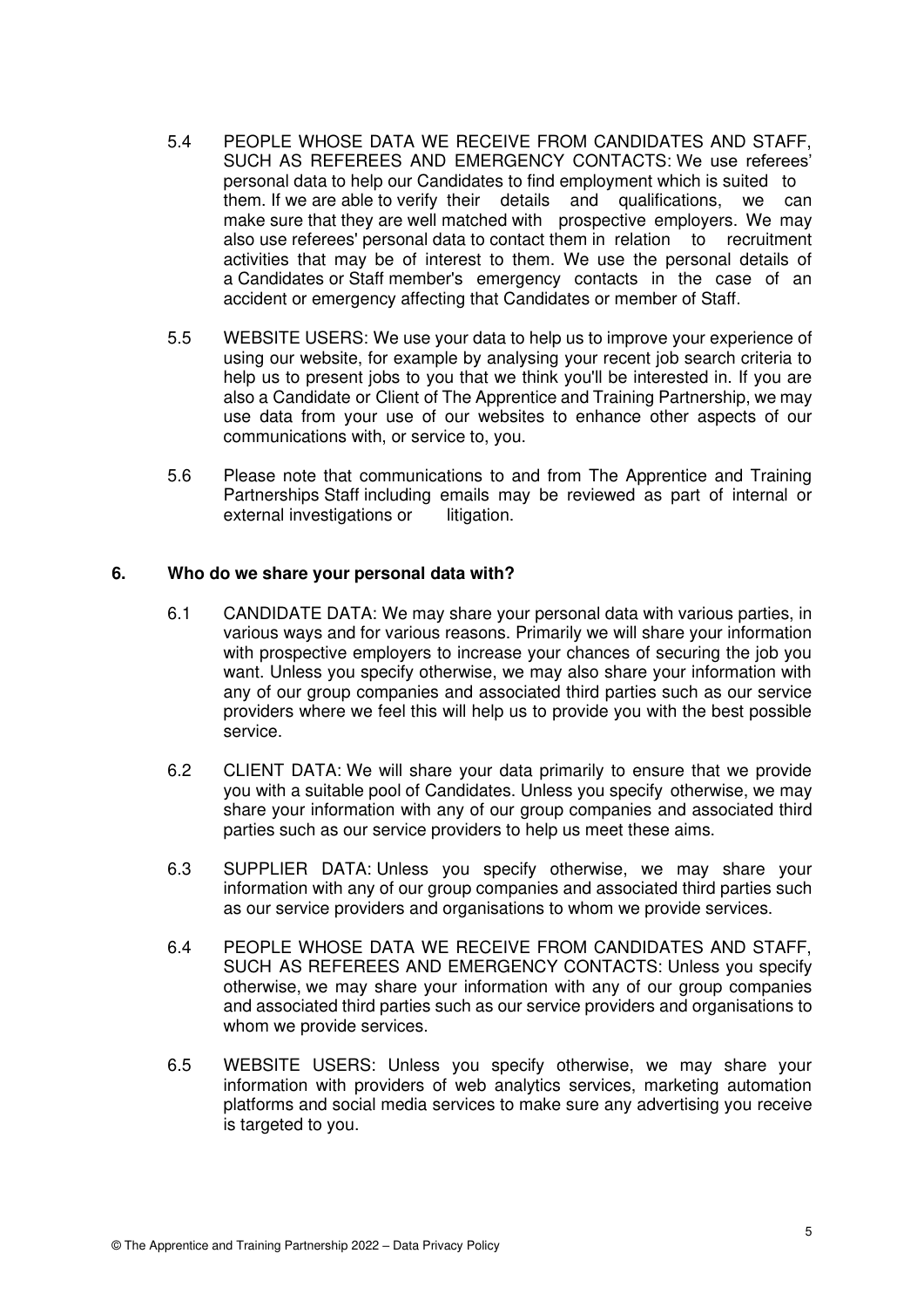5.4 PEOPLE WHOSE DATA WE RECEIVE FROM CANDIDATES AND STAFF, SUCH AS REFEREES AND EMERGENCY CONTACTS: We use referees' personal data to help our Candidates to find employment which is suited to them. If we are able to verify their details and qualifications, we can make sure that they are well matched with prospective employers. We may also use referees' personal data to contact them in relation to recruitment activities that may be of interest to them. We use the personal details of a Candidates or Staff member's emergency contacts in the case of an accident or emergency affecting that Candidates or member of Staff.

5.5 WEBSITE USERS: We use your data to help us to improve your experience of using our website, for example by analysing your recent job search criteria to help us to present jobs to you that we think you'll be interested in. If you are also a Candidate or Client of The Apprentice and Training Partnership, we may use data from your use of our websites to enhance other aspects of our communications with, or service to, you.

5.6 Please note that communications to and from The Apprentice and Training Partnerships Staff including emails may be reviewed as part of internal or external investigations or litigation.

## 6. Who do we share your personal data with?

6.1 CANDIDATE DATA: We may share your personal data with various parties, in various ways and for various reasons. Primarily we will share your information with prospective employers to increase your chances of securing the job you want. Unless you specify otherwise, we may also share your information with any of our group companies and associated third parties such as our service providers where we feel this will help us to provide you with the best possible service.

6.2 CLIENT DATA: We will share your data primarily to ensure that we provide you with a suitable pool of Candidates. Unless you specify otherwise, we may share your information with any of our group companies and associated third parties such as our service providers to help us meet these aims.

6.3 SUPPLIER DATA: Unless you specify otherwise, we may share your information with any of our group companies and associated third parties such as our service providers and organisations to whom we provide services.

6.4 PEOPLE WHOSE DATA WE RECEIVE FROM CANDIDATES AND STAFF, SUCH AS REFEREES AND EMERGENCY CONTACTS: Unless you specify otherwise, we may share your information with any of our group companies and associated third parties such as our service providers and organisations to whom we provide services.

6.5 WEBSITE USERS: Unless you specify otherwise, we may share your information with providers of web analytics services, marketing automation platforms and social media services to make sure any advertising you receive is targeted to you.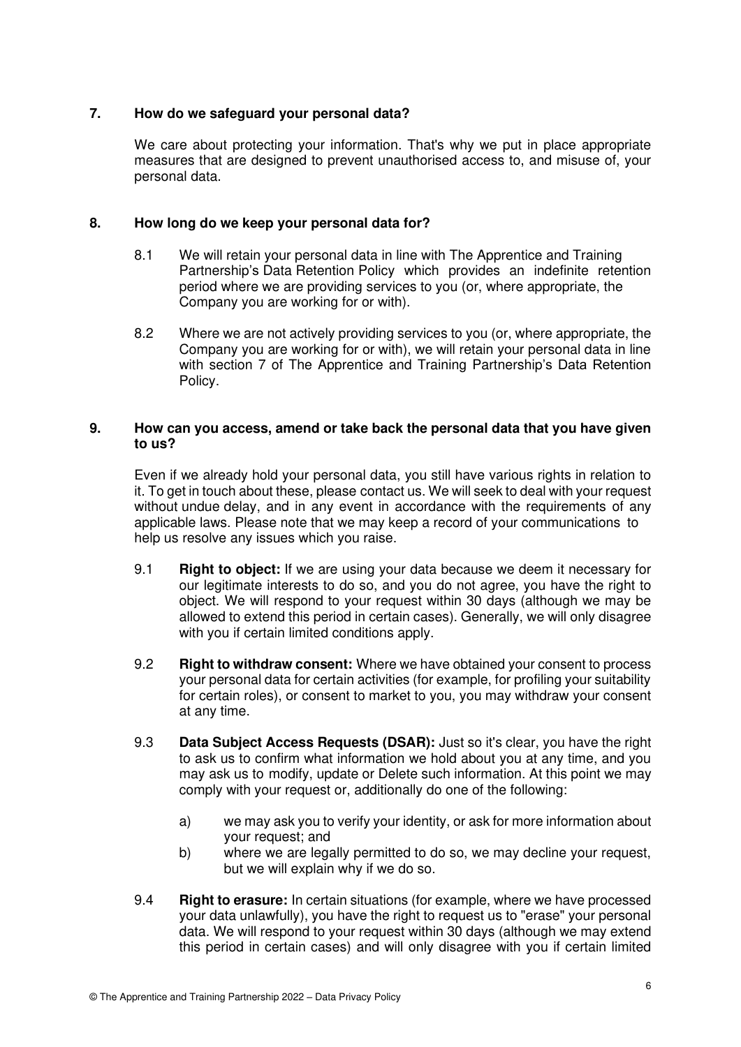## 7. How do we safeguard your personal data?

We care about protecting your information. That's why we put in place appropriate measures that are designed to prevent unauthorised access to, and misuse of, your personal data.

## 8. How long do we keep your personal data for?

8.1 We will retain your personal data in line with The Apprentice and Training Partnership's Data Retention Policy which provides an indefinite retention period where we are providing services to you (or, where appropriate, the Company you are working for or with).

8.2 Where we are not actively providing services to you (or, where appropriate, the Company you are working for or with), we will retain your personal data in line with section 7 of The Apprentice and Training Partnership's Data Retention Policy.

## 9. How can you access, amend or take back the personal data that you have given to us?

Even if we already hold your personal data, you still have various rights in relation to it. To get in touch about these, please contact us. We will seek to deal with your request without undue delay, and in any event in accordance with the requirements of any applicable laws. Please note that we may keep a record of your communications to help us resolve any issues which you raise.

9.1 **Right to object:** If we are using your data because we deem it necessary for our legitimate interests to do so, and you do not agree, you have the right to object. We will respond to your request within 30 days (although we may be allowed to extend this period in certain cases). Generally, we will only disagree with you if certain limited conditions apply.

9.2 **Right to withdraw consent:** Where we have obtained your consent to process your personal data for certain activities (for example, for profiling your suitability for certain roles), or consent to market to you, you may withdraw your consent at any time.

9.3 **Data Subject Access Requests (DSAR):** Just so it's clear, you have the right to ask us to confirm what information we hold about you at any time, and you may ask us to modify, update or Delete such information. At this point we may comply with your request or, additionally do one of the following:

a) we may ask you to verify your identity, or ask for more information about your request; and

b) where we are legally permitted to do so, we may decline your request, but we will explain why if we do so.

9.4 **Right to erasure:** In certain situations (for example, where we have processed your data unlawfully), you have the right to request us to "erase" your personal data. We will respond to your request within 30 days (although we may extend this period in certain cases) and will only disagree with you if certain limited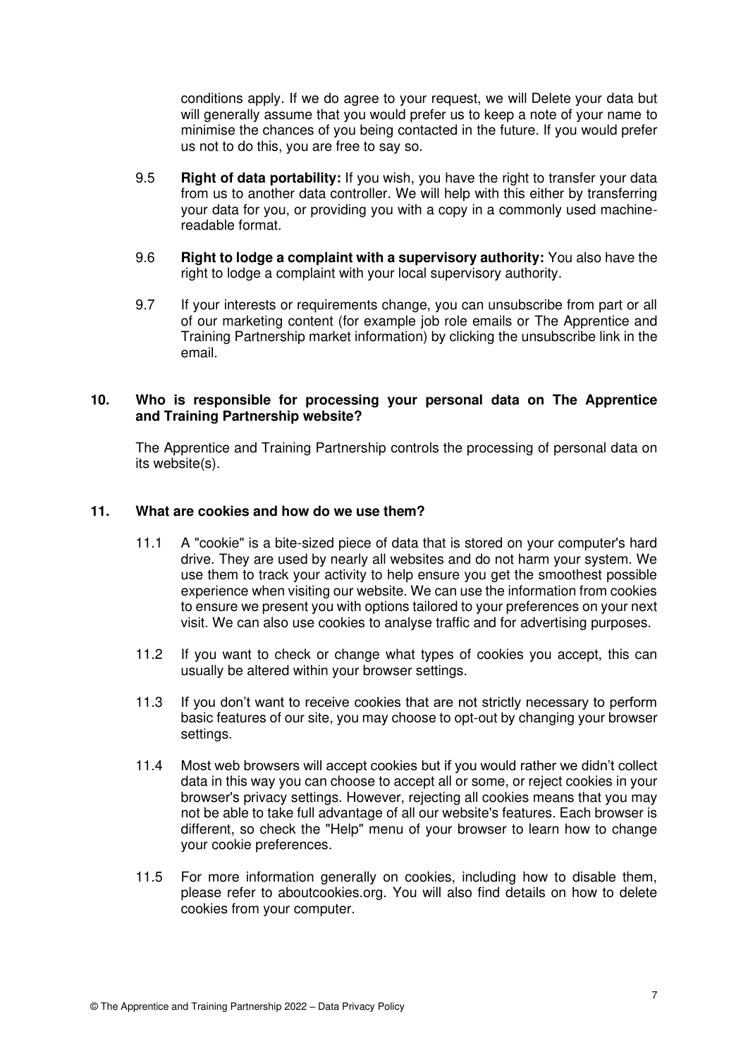conditions apply. If we do agree to your request, we will Delete your data but will generally assume that you would prefer us to keep a note of your name to minimise the chances of you being contacted in the future. If you would prefer us not to do this, you are free to say so.

9.5 **Right of data portability:** If you wish, you have the right to transfer your data from us to another data controller. We will help with this either by transferring your data for you, or providing you with a copy in a commonly used machine-readable format.

9.6 **Right to lodge a complaint with a supervisory authority:** You also have the right to lodge a complaint with your local supervisory authority.

9.7 If your interests or requirements change, you can unsubscribe from part or all of our marketing content (for example job role emails or The Apprentice and Training Partnership market information) by clicking the unsubscribe link in the email.

## 10. Who is responsible for processing your personal data on The Apprentice and Training Partnership website?

The Apprentice and Training Partnership controls the processing of personal data on its website(s).

## 11. What are cookies and how do we use them?

11.1 A "cookie" is a bite-sized piece of data that is stored on your computer's hard drive. They are used by nearly all websites and do not harm your system. We use them to track your activity to help ensure you get the smoothest possible experience when visiting our website. We can use the information from cookies to ensure we present you with options tailored to your preferences on your next visit. We can also use cookies to analyse traffic and for advertising purposes.

11.2 If you want to check or change what types of cookies you accept, this can usually be altered within your browser settings.

11.3 If you don't want to receive cookies that are not strictly necessary to perform basic features of our site, you may choose to opt-out by changing your browser settings.

11.4 Most web browsers will accept cookies but if you would rather we didn't collect data in this way you can choose to accept all or some, or reject cookies in your browser's privacy settings. However, rejecting all cookies means that you may not be able to take full advantage of all our website's features. Each browser is different, so check the "Help" menu of your browser to learn how to change your cookie preferences.

11.5 For more information generally on cookies, including how to disable them, please refer to aboutcookies.org. You will also find details on how to delete cookies from your computer.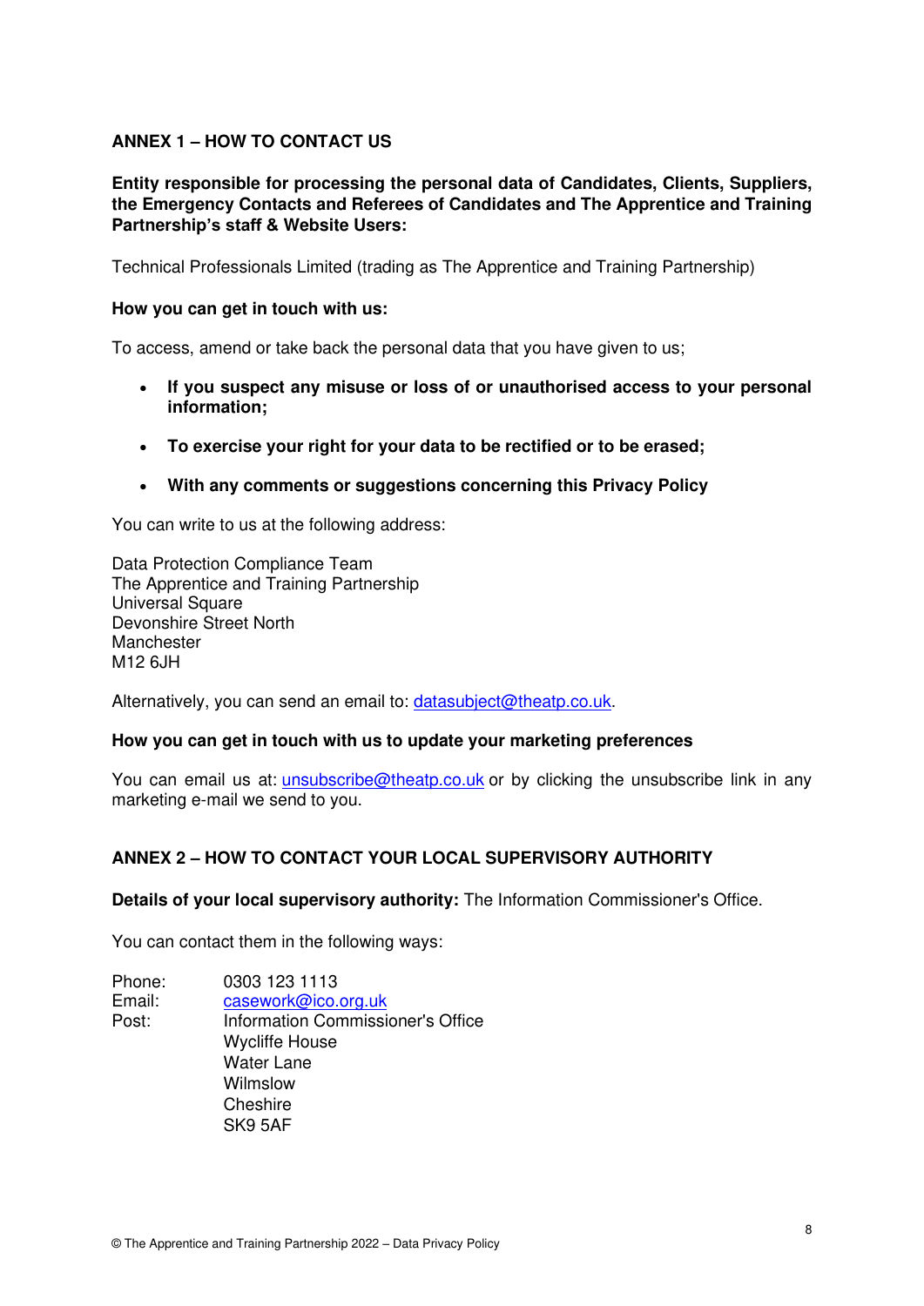## ANNEX 1 – HOW TO CONTACT US

**Entity responsible for processing the personal data of Candidates, Clients, Suppliers, the Emergency Contacts and Referees of Candidates and The Apprentice and Training Partnership's staff & Website Users:**

Technical Professionals Limited (trading as The Apprentice and Training Partnership)

**How you can get in touch with us:**

To access, amend or take back the personal data that you have given to us;

- **If you suspect any misuse or loss of or unauthorised access to your personal information;**
- **To exercise your right for your data to be rectified or to be erased;**
- **With any comments or suggestions concerning this Privacy Policy**

You can write to us at the following address:

Data Protection Compliance Team
The Apprentice and Training Partnership
Universal Square
Devonshire Street North
Manchester
M12 6JH

Alternatively, you can send an email to: datasubject@theatp.co.uk.

**How you can get in touch with us to update your marketing preferences**

You can email us at: unsubscribe@theatp.co.uk or by clicking the unsubscribe link in any marketing e-mail we send to you.

## ANNEX 2 – HOW TO CONTACT YOUR LOCAL SUPERVISORY AUTHORITY

**Details of your local supervisory authority:** The Information Commissioner's Office.

You can contact them in the following ways:

| | |
|---|---|
| Phone: | 0303 123 1113 |
| Email: | casework@ico.org.uk |
| Post: | Information Commissioner's Office<br>Wycliffe House<br>Water Lane<br>Wilmslow<br>Cheshire<br>SK9 5AF |

© The Apprentice and Training Partnership 2022 – Data Privacy Policy